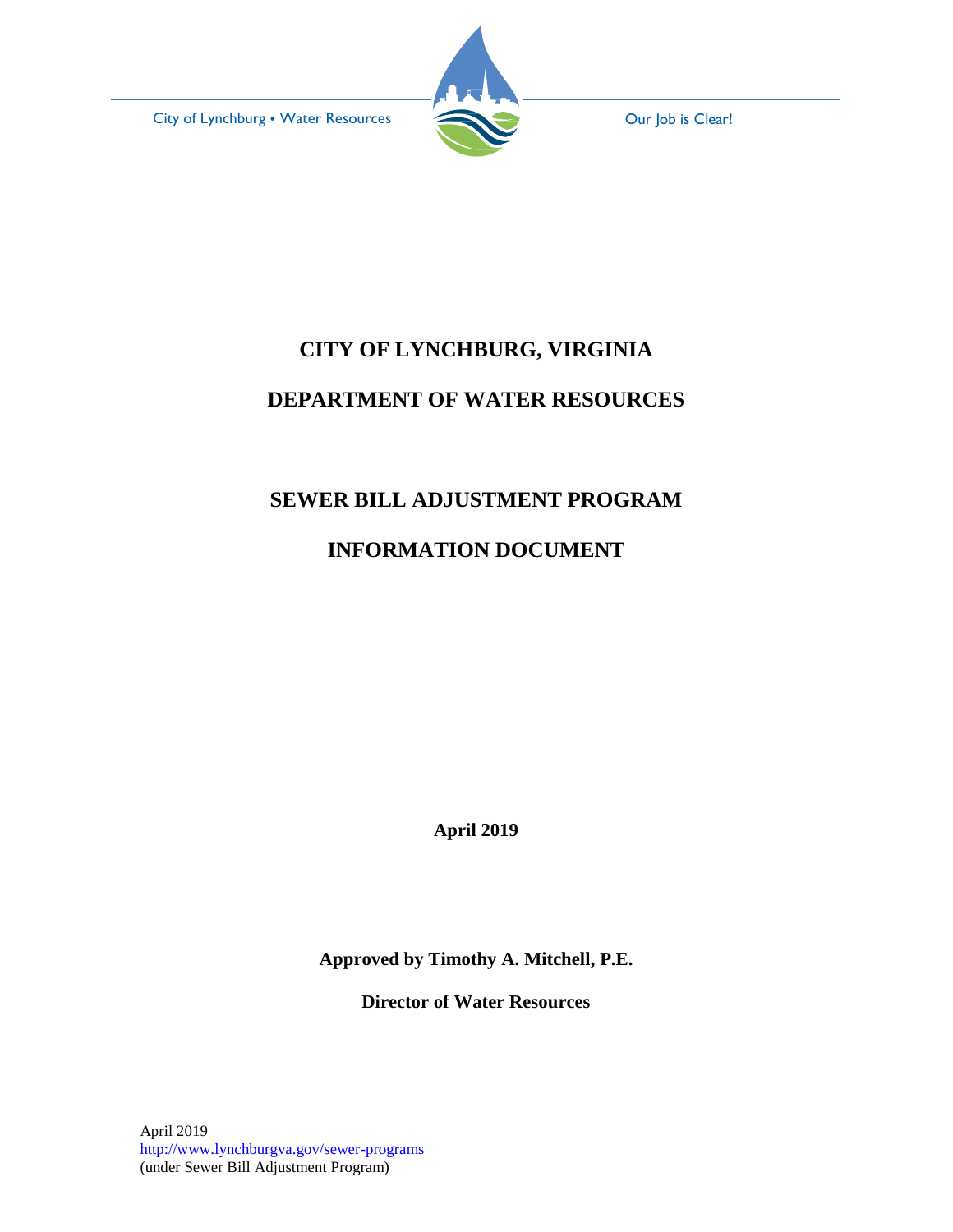City of Lynchburg • Water Resources

Our Job is Clear!

# CITY OF LYNCHBURG, VIRGINIA

# DEPARTMENT OF WATER RESOURCES

## SEWER BILL ADJUSTMENT PROGRAM

## INFORMATION DOCUMENT

**April 2019**

**Approved by Timothy A. Mitchell, P.E.**

**Director of Water Resources**

April 2019
[http://www.lynchburgva.gov/sewer-programs](http://www.lynchburgva.gov/sewer-programs)
(under Sewer Bill Adjustment Program)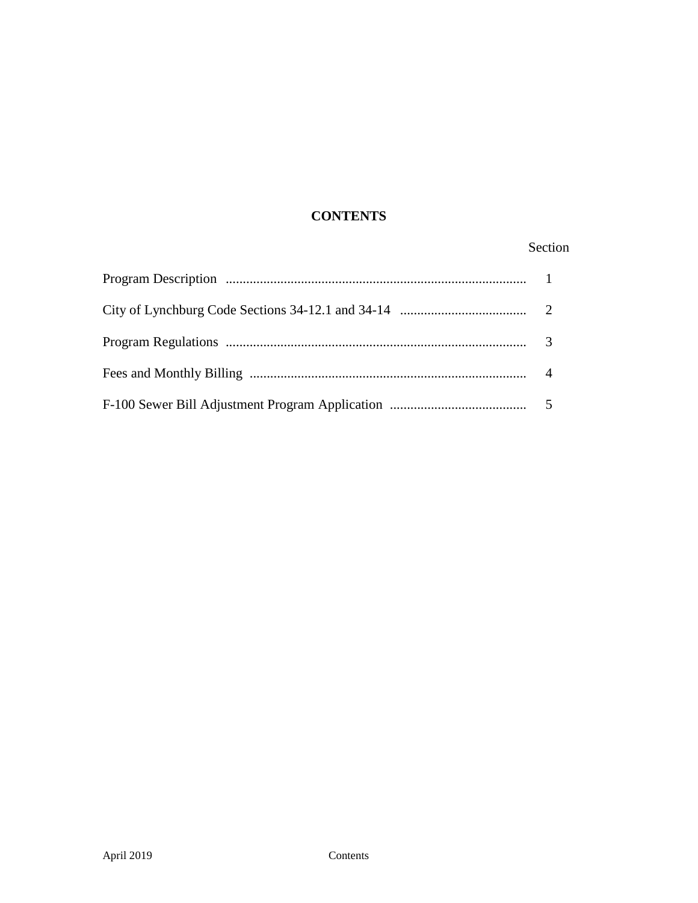# CONTENTS

| | Section |
|---|---|
| Program Description | 1 |
| City of Lynchburg Code Sections 34-12.1 and 34-14 | 2 |
| Program Regulations | 3 |
| Fees and Monthly Billing | 4 |
| F-100 Sewer Bill Adjustment Program Application | 5 |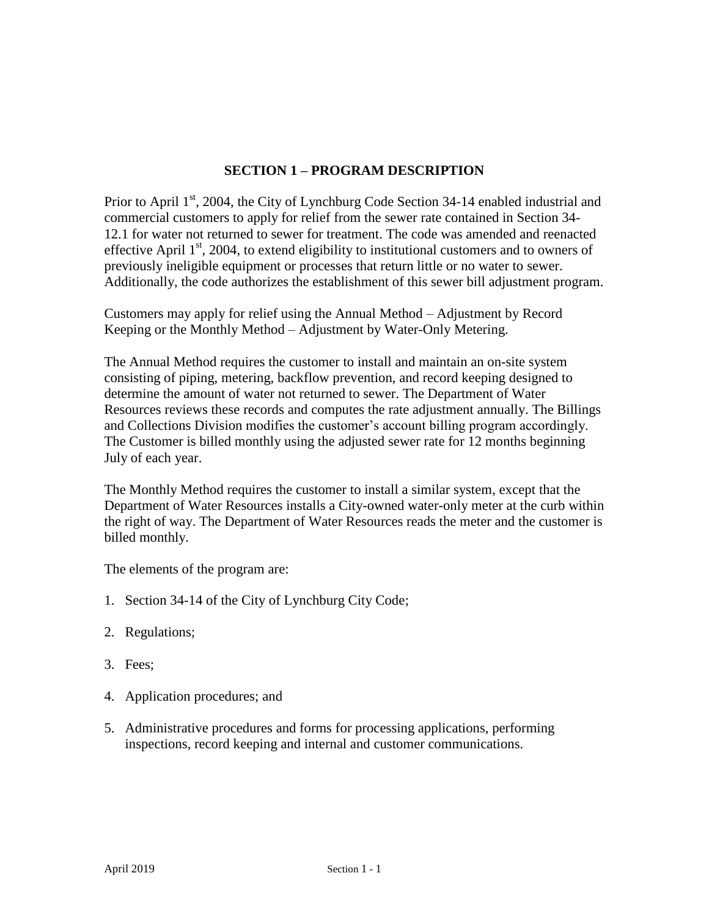## SECTION 1 – PROGRAM DESCRIPTION

Prior to April 1st, 2004, the City of Lynchburg Code Section 34-14 enabled industrial and commercial customers to apply for relief from the sewer rate contained in Section 34-12.1 for water not returned to sewer for treatment. The code was amended and reenacted effective April 1st, 2004, to extend eligibility to institutional customers and to owners of previously ineligible equipment or processes that return little or no water to sewer. Additionally, the code authorizes the establishment of this sewer bill adjustment program.

Customers may apply for relief using the Annual Method – Adjustment by Record Keeping or the Monthly Method – Adjustment by Water-Only Metering.

The Annual Method requires the customer to install and maintain an on-site system consisting of piping, metering, backflow prevention, and record keeping designed to determine the amount of water not returned to sewer. The Department of Water Resources reviews these records and computes the rate adjustment annually. The Billings and Collections Division modifies the customer's account billing program accordingly. The Customer is billed monthly using the adjusted sewer rate for 12 months beginning July of each year.

The Monthly Method requires the customer to install a similar system, except that the Department of Water Resources installs a City-owned water-only meter at the curb within the right of way. The Department of Water Resources reads the meter and the customer is billed monthly.

The elements of the program are:

1. Section 34-14 of the City of Lynchburg City Code;
2. Regulations;
3. Fees;
4. Application procedures; and
5. Administrative procedures and forms for processing applications, performing inspections, record keeping and internal and customer communications.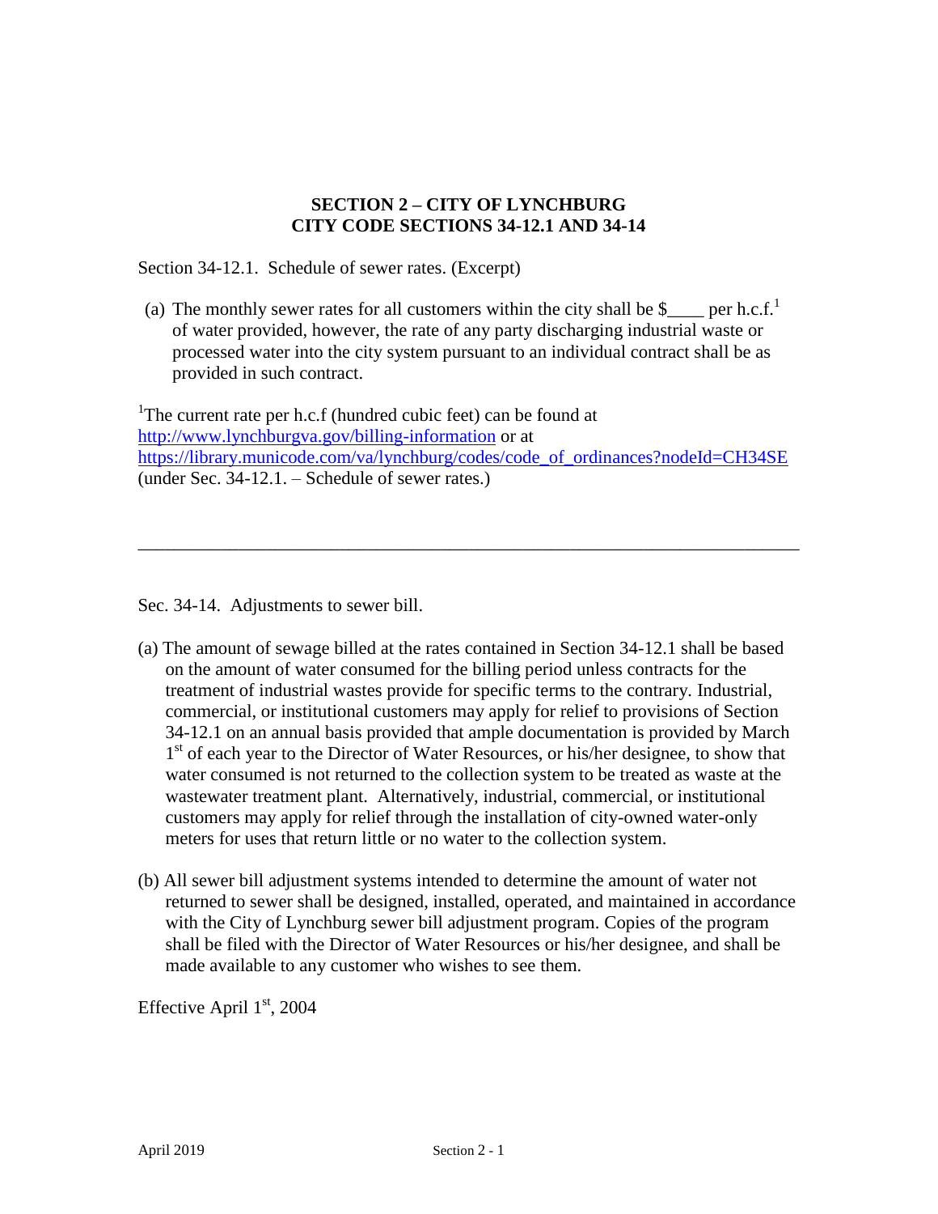# SECTION 2 – CITY OF LYNCHBURG
# CITY CODE SECTIONS 34-12.1 AND 34-14

Section 34-12.1. Schedule of sewer rates. (Excerpt)

(a) The monthly sewer rates for all customers within the city shall be $____ per h.c.f.[1] of water provided, however, the rate of any party discharging industrial waste or processed water into the city system pursuant to an individual contract shall be as provided in such contract.

[1]The current rate per h.c.f (hundred cubic feet) can be found at http://www.lynchburgva.gov/billing-information or at https://library.municode.com/va/lynchburg/codes/code_of_ordinances?nodeId=CH34SE (under Sec. 34-12.1. – Schedule of sewer rates.)

---

Sec. 34-14. Adjustments to sewer bill.

(a) The amount of sewage billed at the rates contained in Section 34-12.1 shall be based on the amount of water consumed for the billing period unless contracts for the treatment of industrial wastes provide for specific terms to the contrary. Industrial, commercial, or institutional customers may apply for relief to provisions of Section 34-12.1 on an annual basis provided that ample documentation is provided by March 1st of each year to the Director of Water Resources, or his/her designee, to show that water consumed is not returned to the collection system to be treated as waste at the wastewater treatment plant. Alternatively, industrial, commercial, or institutional customers may apply for relief through the installation of city-owned water-only meters for uses that return little or no water to the collection system.

(b) All sewer bill adjustment systems intended to determine the amount of water not returned to sewer shall be designed, installed, operated, and maintained in accordance with the City of Lynchburg sewer bill adjustment program. Copies of the program shall be filed with the Director of Water Resources or his/her designee, and shall be made available to any customer who wishes to see them.

Effective April 1st, 2004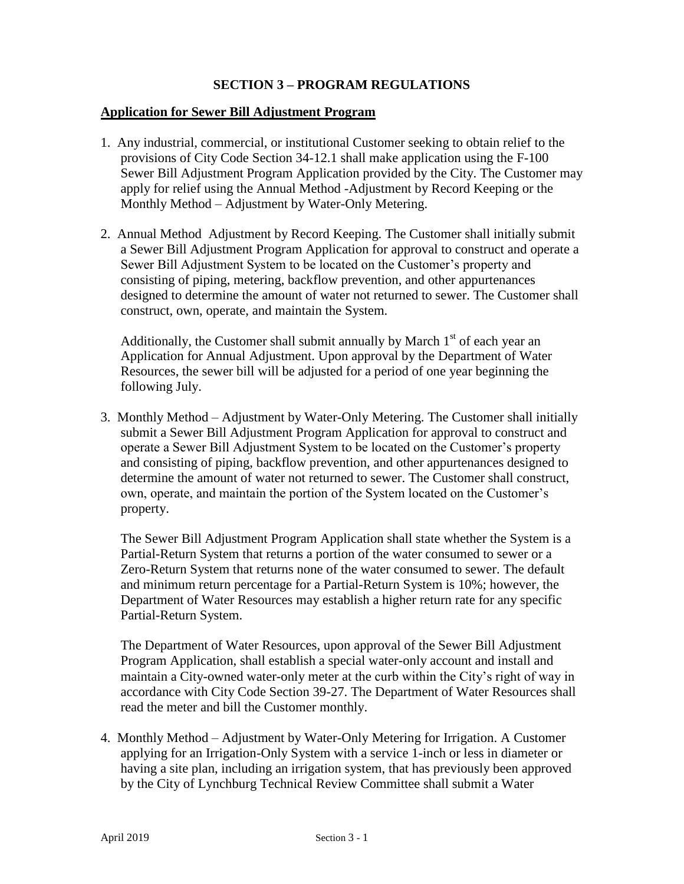# SECTION 3 – PROGRAM REGULATIONS

## Application for Sewer Bill Adjustment Program

1. Any industrial, commercial, or institutional Customer seeking to obtain relief to the provisions of City Code Section 34-12.1 shall make application using the F-100 Sewer Bill Adjustment Program Application provided by the City. The Customer may apply for relief using the Annual Method -Adjustment by Record Keeping or the Monthly Method – Adjustment by Water-Only Metering.

2. Annual Method Adjustment by Record Keeping. The Customer shall initially submit a Sewer Bill Adjustment Program Application for approval to construct and operate a Sewer Bill Adjustment System to be located on the Customer's property and consisting of piping, metering, backflow prevention, and other appurtenances designed to determine the amount of water not returned to sewer. The Customer shall construct, own, operate, and maintain the System.

   Additionally, the Customer shall submit annually by March 1st of each year an Application for Annual Adjustment. Upon approval by the Department of Water Resources, the sewer bill will be adjusted for a period of one year beginning the following July.

3. Monthly Method – Adjustment by Water-Only Metering. The Customer shall initially submit a Sewer Bill Adjustment Program Application for approval to construct and operate a Sewer Bill Adjustment System to be located on the Customer's property and consisting of piping, backflow prevention, and other appurtenances designed to determine the amount of water not returned to sewer. The Customer shall construct, own, operate, and maintain the portion of the System located on the Customer's property.

   The Sewer Bill Adjustment Program Application shall state whether the System is a Partial-Return System that returns a portion of the water consumed to sewer or a Zero-Return System that returns none of the water consumed to sewer. The default and minimum return percentage for a Partial-Return System is 10%; however, the Department of Water Resources may establish a higher return rate for any specific Partial-Return System.

   The Department of Water Resources, upon approval of the Sewer Bill Adjustment Program Application, shall establish a special water-only account and install and maintain a City-owned water-only meter at the curb within the City's right of way in accordance with City Code Section 39-27. The Department of Water Resources shall read the meter and bill the Customer monthly.

4. Monthly Method – Adjustment by Water-Only Metering for Irrigation. A Customer applying for an Irrigation-Only System with a service 1-inch or less in diameter or having a site plan, including an irrigation system, that has previously been approved by the City of Lynchburg Technical Review Committee shall submit a Water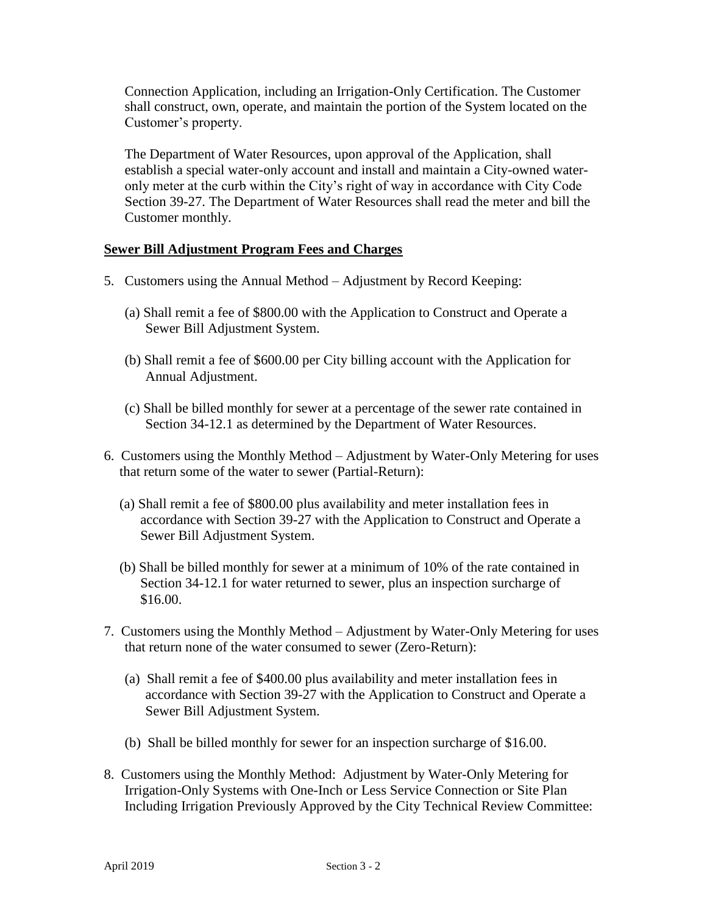Connection Application, including an Irrigation-Only Certification. The Customer shall construct, own, operate, and maintain the portion of the System located on the Customer's property.

The Department of Water Resources, upon approval of the Application, shall establish a special water-only account and install and maintain a City-owned water-only meter at the curb within the City's right of way in accordance with City Code Section 39-27. The Department of Water Resources shall read the meter and bill the Customer monthly.

**Sewer Bill Adjustment Program Fees and Charges**

5. Customers using the Annual Method – Adjustment by Record Keeping:

   (a) Shall remit a fee of $800.00 with the Application to Construct and Operate a Sewer Bill Adjustment System.

   (b) Shall remit a fee of $600.00 per City billing account with the Application for Annual Adjustment.

   (c) Shall be billed monthly for sewer at a percentage of the sewer rate contained in Section 34-12.1 as determined by the Department of Water Resources.

6. Customers using the Monthly Method – Adjustment by Water-Only Metering for uses that return some of the water to sewer (Partial-Return):

   (a) Shall remit a fee of $800.00 plus availability and meter installation fees in accordance with Section 39-27 with the Application to Construct and Operate a Sewer Bill Adjustment System.

   (b) Shall be billed monthly for sewer at a minimum of 10% of the rate contained in Section 34-12.1 for water returned to sewer, plus an inspection surcharge of $16.00.

7. Customers using the Monthly Method – Adjustment by Water-Only Metering for uses that return none of the water consumed to sewer (Zero-Return):

   (a) Shall remit a fee of $400.00 plus availability and meter installation fees in accordance with Section 39-27 with the Application to Construct and Operate a Sewer Bill Adjustment System.

   (b) Shall be billed monthly for sewer for an inspection surcharge of $16.00.

8. Customers using the Monthly Method: Adjustment by Water-Only Metering for Irrigation-Only Systems with One-Inch or Less Service Connection or Site Plan Including Irrigation Previously Approved by the City Technical Review Committee: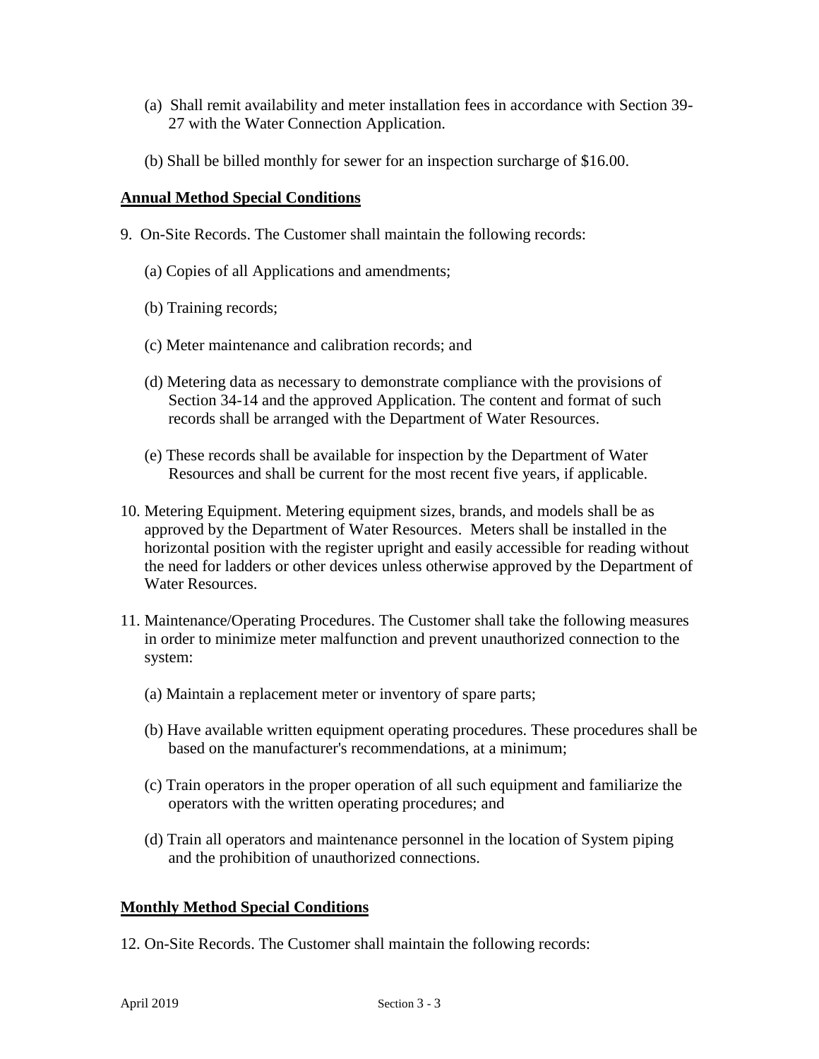(a) Shall remit availability and meter installation fees in accordance with Section 39-27 with the Water Connection Application.

(b) Shall be billed monthly for sewer for an inspection surcharge of $16.00.

**Annual Method Special Conditions**

9. On-Site Records. The Customer shall maintain the following records:

   (a) Copies of all Applications and amendments;

   (b) Training records;

   (c) Meter maintenance and calibration records; and

   (d) Metering data as necessary to demonstrate compliance with the provisions of Section 34-14 and the approved Application. The content and format of such records shall be arranged with the Department of Water Resources.

   (e) These records shall be available for inspection by the Department of Water Resources and shall be current for the most recent five years, if applicable.

10. Metering Equipment. Metering equipment sizes, brands, and models shall be as approved by the Department of Water Resources. Meters shall be installed in the horizontal position with the register upright and easily accessible for reading without the need for ladders or other devices unless otherwise approved by the Department of Water Resources.

11. Maintenance/Operating Procedures. The Customer shall take the following measures in order to minimize meter malfunction and prevent unauthorized connection to the system:

    (a) Maintain a replacement meter or inventory of spare parts;

    (b) Have available written equipment operating procedures. These procedures shall be based on the manufacturer's recommendations, at a minimum;

    (c) Train operators in the proper operation of all such equipment and familiarize the operators with the written operating procedures; and

    (d) Train all operators and maintenance personnel in the location of System piping and the prohibition of unauthorized connections.

**Monthly Method Special Conditions**

12. On-Site Records. The Customer shall maintain the following records: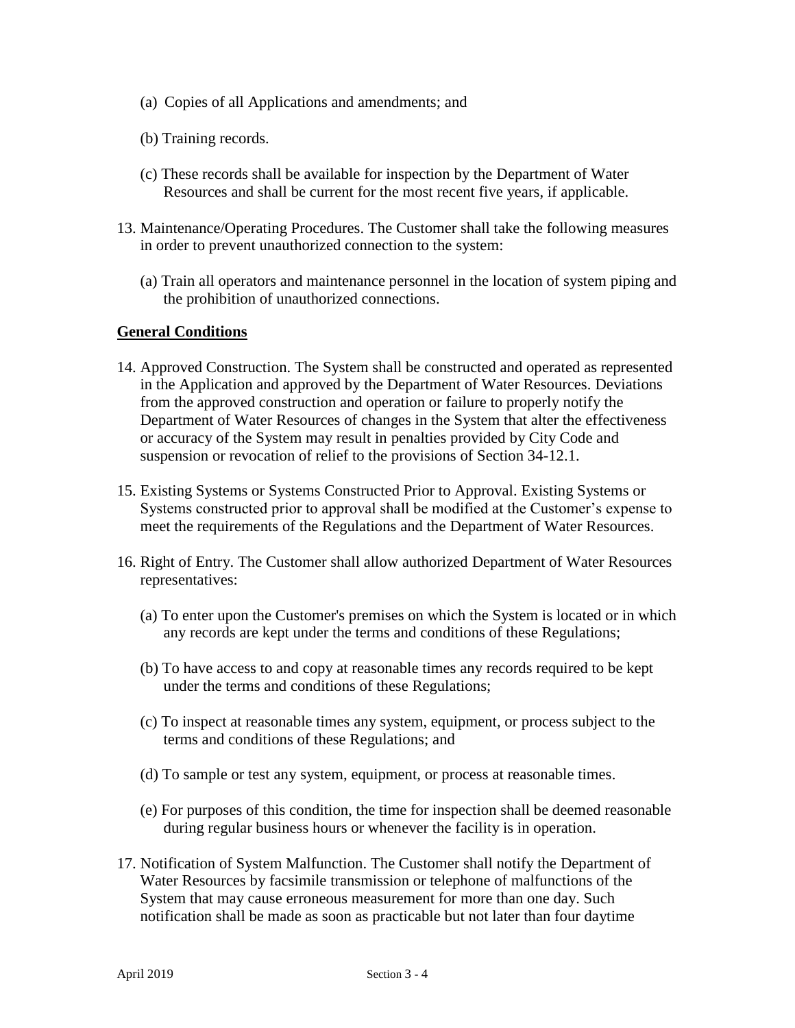(a) Copies of all Applications and amendments; and

(b) Training records.

(c) These records shall be available for inspection by the Department of Water Resources and shall be current for the most recent five years, if applicable.

13. Maintenance/Operating Procedures. The Customer shall take the following measures in order to prevent unauthorized connection to the system:

    (a) Train all operators and maintenance personnel in the location of system piping and the prohibition of unauthorized connections.

**General Conditions**

14. Approved Construction. The System shall be constructed and operated as represented in the Application and approved by the Department of Water Resources. Deviations from the approved construction and operation or failure to properly notify the Department of Water Resources of changes in the System that alter the effectiveness or accuracy of the System may result in penalties provided by City Code and suspension or revocation of relief to the provisions of Section 34-12.1.

15. Existing Systems or Systems Constructed Prior to Approval. Existing Systems or Systems constructed prior to approval shall be modified at the Customer's expense to meet the requirements of the Regulations and the Department of Water Resources.

16. Right of Entry. The Customer shall allow authorized Department of Water Resources representatives:

    (a) To enter upon the Customer's premises on which the System is located or in which any records are kept under the terms and conditions of these Regulations;

    (b) To have access to and copy at reasonable times any records required to be kept under the terms and conditions of these Regulations;

    (c) To inspect at reasonable times any system, equipment, or process subject to the terms and conditions of these Regulations; and

    (d) To sample or test any system, equipment, or process at reasonable times.

    (e) For purposes of this condition, the time for inspection shall be deemed reasonable during regular business hours or whenever the facility is in operation.

17. Notification of System Malfunction. The Customer shall notify the Department of Water Resources by facsimile transmission or telephone of malfunctions of the System that may cause erroneous measurement for more than one day. Such notification shall be made as soon as practicable but not later than four daytime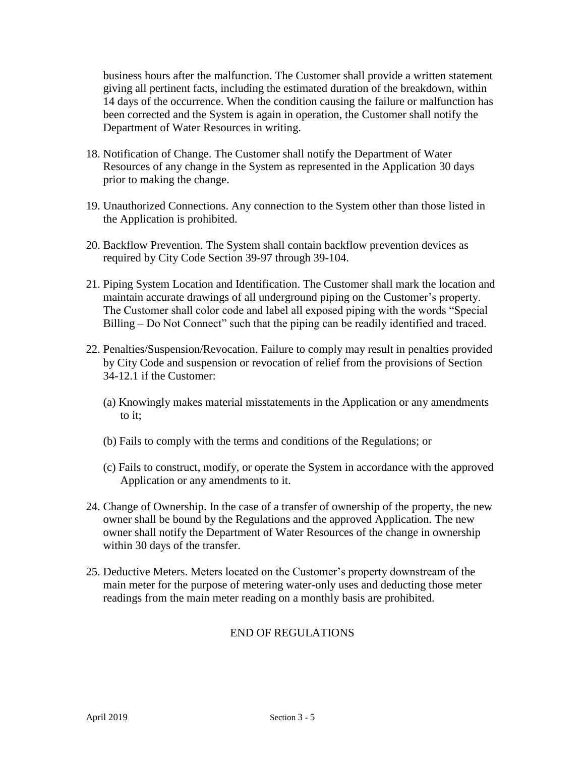business hours after the malfunction. The Customer shall provide a written statement giving all pertinent facts, including the estimated duration of the breakdown, within 14 days of the occurrence. When the condition causing the failure or malfunction has been corrected and the System is again in operation, the Customer shall notify the Department of Water Resources in writing.

18. Notification of Change. The Customer shall notify the Department of Water Resources of any change in the System as represented in the Application 30 days prior to making the change.

19. Unauthorized Connections. Any connection to the System other than those listed in the Application is prohibited.

20. Backflow Prevention. The System shall contain backflow prevention devices as required by City Code Section 39-97 through 39-104.

21. Piping System Location and Identification. The Customer shall mark the location and maintain accurate drawings of all underground piping on the Customer's property. The Customer shall color code and label all exposed piping with the words "Special Billing – Do Not Connect" such that the piping can be readily identified and traced.

22. Penalties/Suspension/Revocation. Failure to comply may result in penalties provided by City Code and suspension or revocation of relief from the provisions of Section 34-12.1 if the Customer:

    (a) Knowingly makes material misstatements in the Application or any amendments to it;

    (b) Fails to comply with the terms and conditions of the Regulations; or

    (c) Fails to construct, modify, or operate the System in accordance with the approved Application or any amendments to it.

24. Change of Ownership. In the case of a transfer of ownership of the property, the new owner shall be bound by the Regulations and the approved Application. The new owner shall notify the Department of Water Resources of the change in ownership within 30 days of the transfer.

25. Deductive Meters. Meters located on the Customer's property downstream of the main meter for the purpose of metering water-only uses and deducting those meter readings from the main meter reading on a monthly basis are prohibited.

END OF REGULATIONS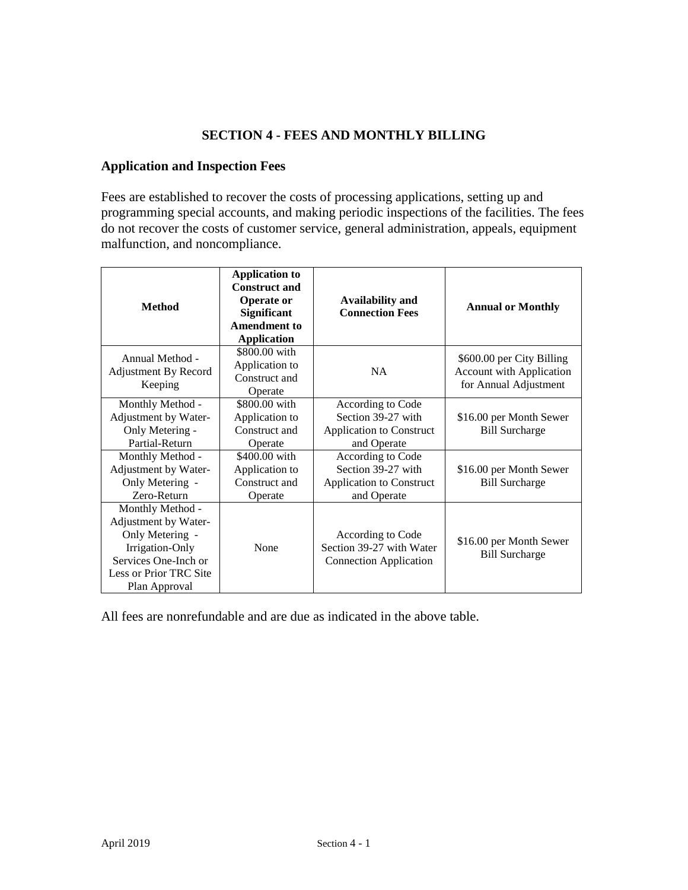# SECTION 4 - FEES AND MONTHLY BILLING

## Application and Inspection Fees

Fees are established to recover the costs of processing applications, setting up and programming special accounts, and making periodic inspections of the facilities. The fees do not recover the costs of customer service, general administration, appeals, equipment malfunction, and noncompliance.

| Method | Application to Construct and Operate or Significant Amendment to Application | Availability and Connection Fees | Annual or Monthly |
|---|---|---|---|
| Annual Method - Adjustment By Record Keeping | $800.00 with Application to Construct and Operate | NA | $600.00 per City Billing Account with Application for Annual Adjustment |
| Monthly Method - Adjustment by Water-Only Metering - Partial-Return | $800.00 with Application to Construct and Operate | According to Code Section 39-27 with Application to Construct and Operate | $16.00 per Month Sewer Bill Surcharge |
| Monthly Method - Adjustment by Water-Only Metering - Zero-Return | $400.00 with Application to Construct and Operate | According to Code Section 39-27 with Application to Construct and Operate | $16.00 per Month Sewer Bill Surcharge |
| Monthly Method - Adjustment by Water-Only Metering - Irrigation-Only Services One-Inch or Less or Prior TRC Site Plan Approval | None | According to Code Section 39-27 with Water Connection Application | $16.00 per Month Sewer Bill Surcharge |

All fees are nonrefundable and are due as indicated in the above table.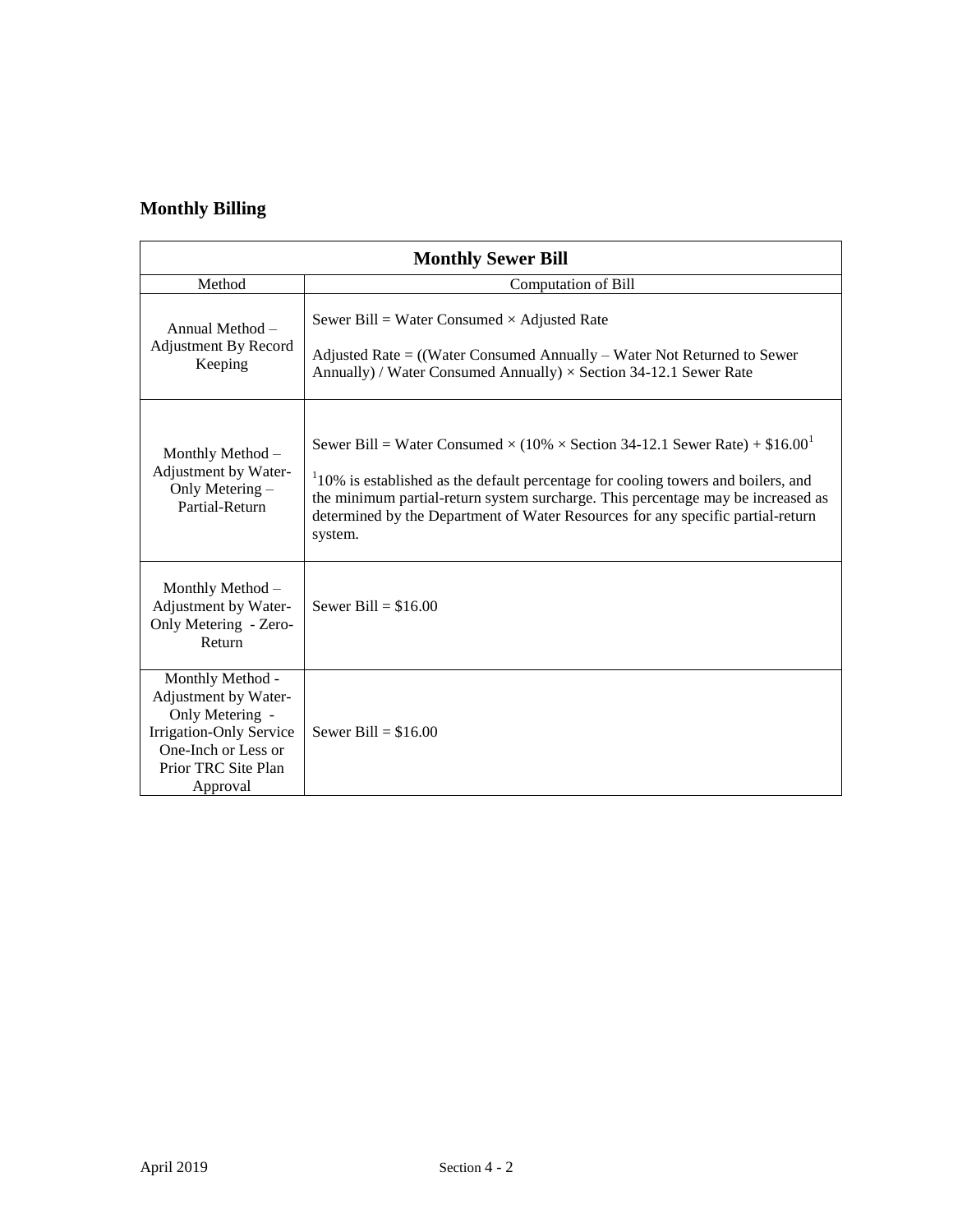## Monthly Billing

| Monthly Sewer Bill | |
|---|---|
| Method | Computation of Bill |
| Annual Method – Adjustment By Record Keeping | Sewer Bill = Water Consumed × Adjusted Rate<br><br>Adjusted Rate = ((Water Consumed Annually – Water Not Returned to Sewer Annually) / Water Consumed Annually) × Section 34-12.1 Sewer Rate |
| Monthly Method – Adjustment by Water-Only Metering – Partial-Return | Sewer Bill = Water Consumed × (10% × Section 34-12.1 Sewer Rate) + $16.00[1]<br><br>[1]10% is established as the default percentage for cooling towers and boilers, and the minimum partial-return system surcharge. This percentage may be increased as determined by the Department of Water Resources for any specific partial-return system. |
| Monthly Method – Adjustment by Water-Only Metering - Zero-Return | Sewer Bill = $16.00 |
| Monthly Method - Adjustment by Water-Only Metering - Irrigation-Only Service One-Inch or Less or Prior TRC Site Plan Approval | Sewer Bill = $16.00 |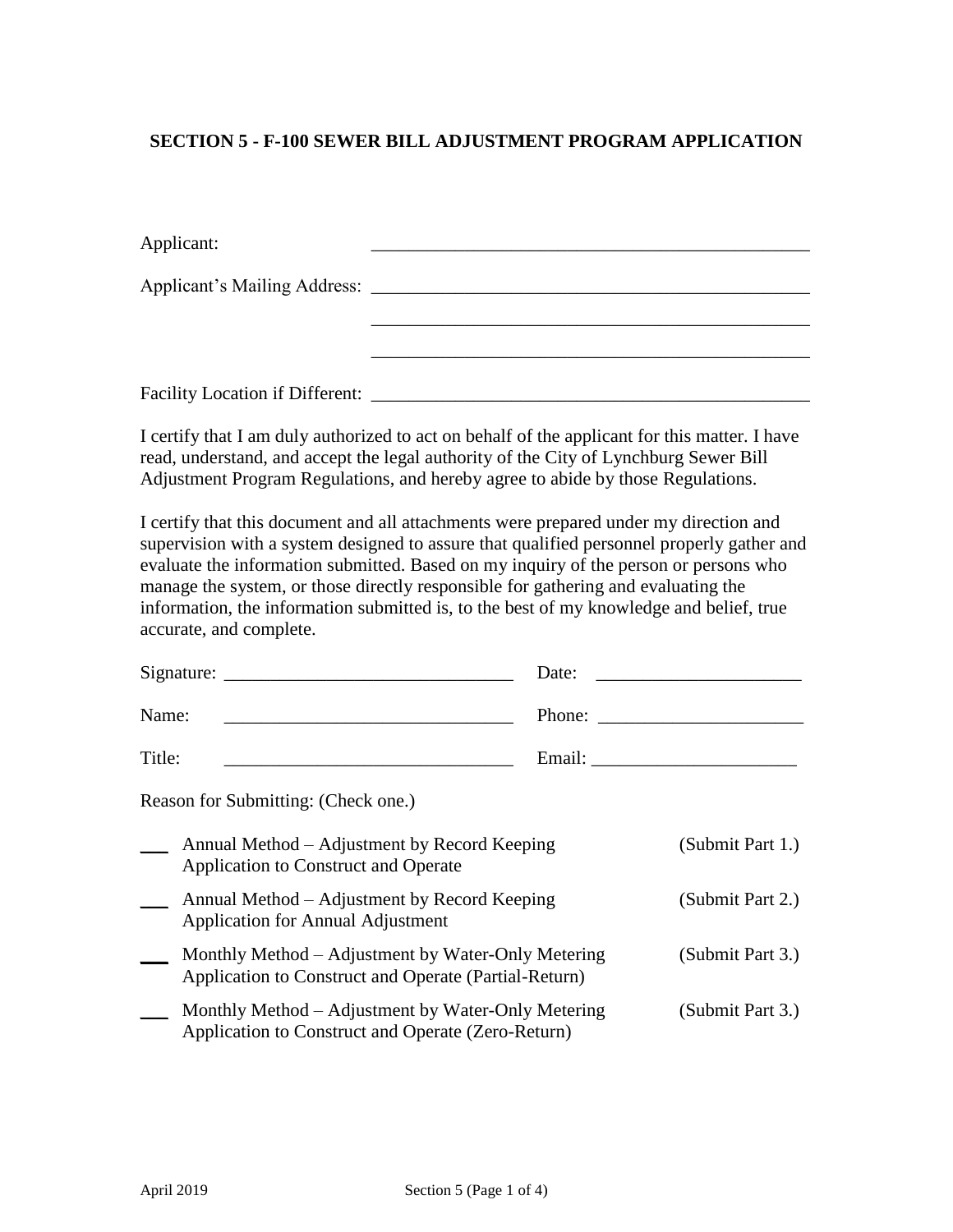# SECTION 5 - F-100 SEWER BILL ADJUSTMENT PROGRAM APPLICATION

Applicant: ________________________________________________

Applicant's Mailing Address: ________________________________________________

________________________________________________

________________________________________________

Facility Location if Different: ________________________________________________

I certify that I am duly authorized to act on behalf of the applicant for this matter. I have read, understand, and accept the legal authority of the City of Lynchburg Sewer Bill Adjustment Program Regulations, and hereby agree to abide by those Regulations.

I certify that this document and all attachments were prepared under my direction and supervision with a system designed to assure that qualified personnel properly gather and evaluate the information submitted. Based on my inquiry of the person or persons who manage the system, or those directly responsible for gathering and evaluating the information, the information submitted is, to the best of my knowledge and belief, true accurate, and complete.

Signature: _______________________________ Date: ______________________

Name: _______________________________ Phone: ______________________

Title: _______________________________ Email: ______________________

Reason for Submitting: (Check one.)

___ Annual Method – Adjustment by Record Keeping (Submit Part 1.)
Application to Construct and Operate

___ Annual Method – Adjustment by Record Keeping (Submit Part 2.)
Application for Annual Adjustment

___ Monthly Method – Adjustment by Water-Only Metering (Submit Part 3.)
Application to Construct and Operate (Partial-Return)

___ Monthly Method – Adjustment by Water-Only Metering (Submit Part 3.)
Application to Construct and Operate (Zero-Return)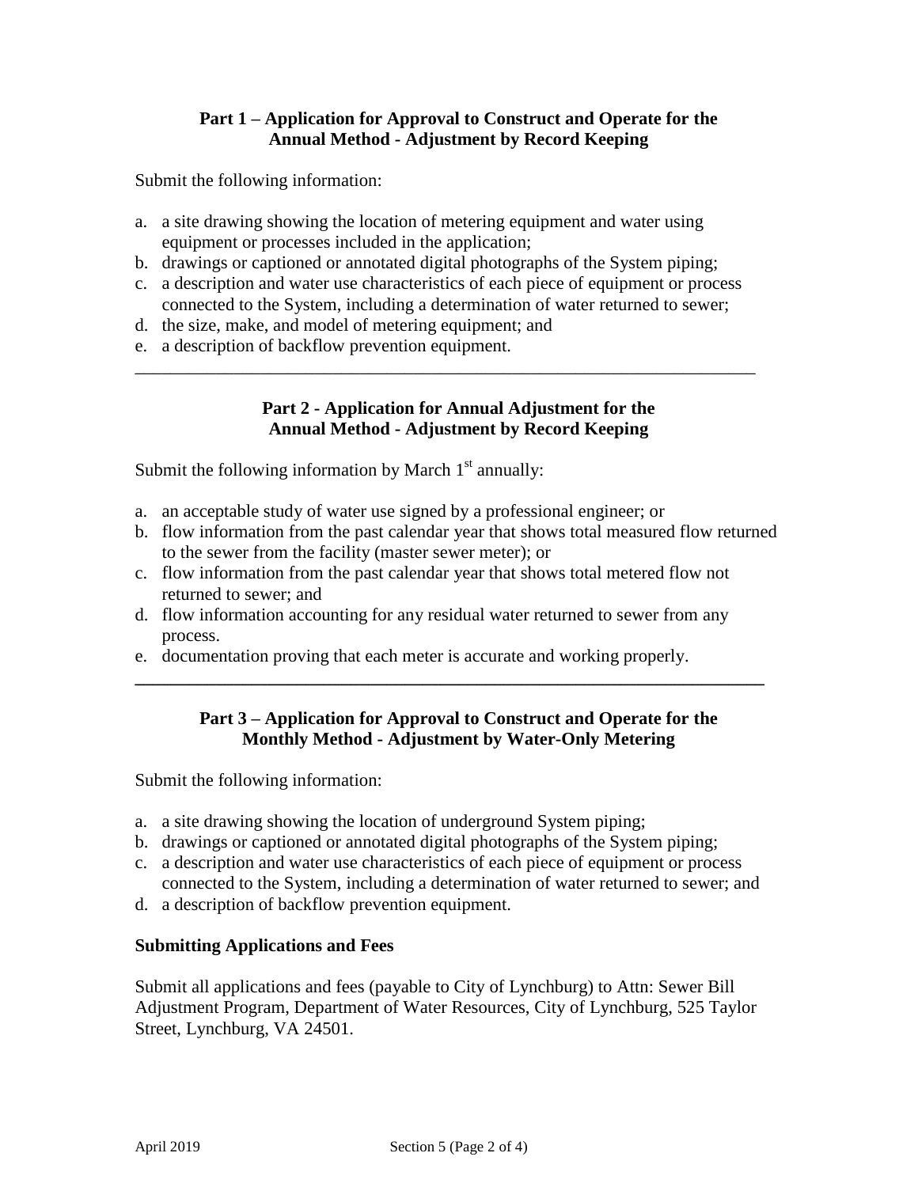**Part 1 – Application for Approval to Construct and Operate for the Annual Method - Adjustment by Record Keeping**

Submit the following information:

a. a site drawing showing the location of metering equipment and water using equipment or processes included in the application;
b. drawings or captioned or annotated digital photographs of the System piping;
c. a description and water use characteristics of each piece of equipment or process connected to the System, including a determination of water returned to sewer;
d. the size, make, and model of metering equipment; and
e. a description of backflow prevention equipment.

---

**Part 2 - Application for Annual Adjustment for the Annual Method - Adjustment by Record Keeping**

Submit the following information by March 1st annually:

a. an acceptable study of water use signed by a professional engineer; or
b. flow information from the past calendar year that shows total measured flow returned to the sewer from the facility (master sewer meter); or
c. flow information from the past calendar year that shows total metered flow not returned to sewer; and
d. flow information accounting for any residual water returned to sewer from any process.
e. documentation proving that each meter is accurate and working properly.

---

**Part 3 – Application for Approval to Construct and Operate for the Monthly Method - Adjustment by Water-Only Metering**

Submit the following information:

a. a site drawing showing the location of underground System piping;
b. drawings or captioned or annotated digital photographs of the System piping;
c. a description and water use characteristics of each piece of equipment or process connected to the System, including a determination of water returned to sewer; and
d. a description of backflow prevention equipment.

**Submitting Applications and Fees**

Submit all applications and fees (payable to City of Lynchburg) to Attn: Sewer Bill Adjustment Program, Department of Water Resources, City of Lynchburg, 525 Taylor Street, Lynchburg, VA 24501.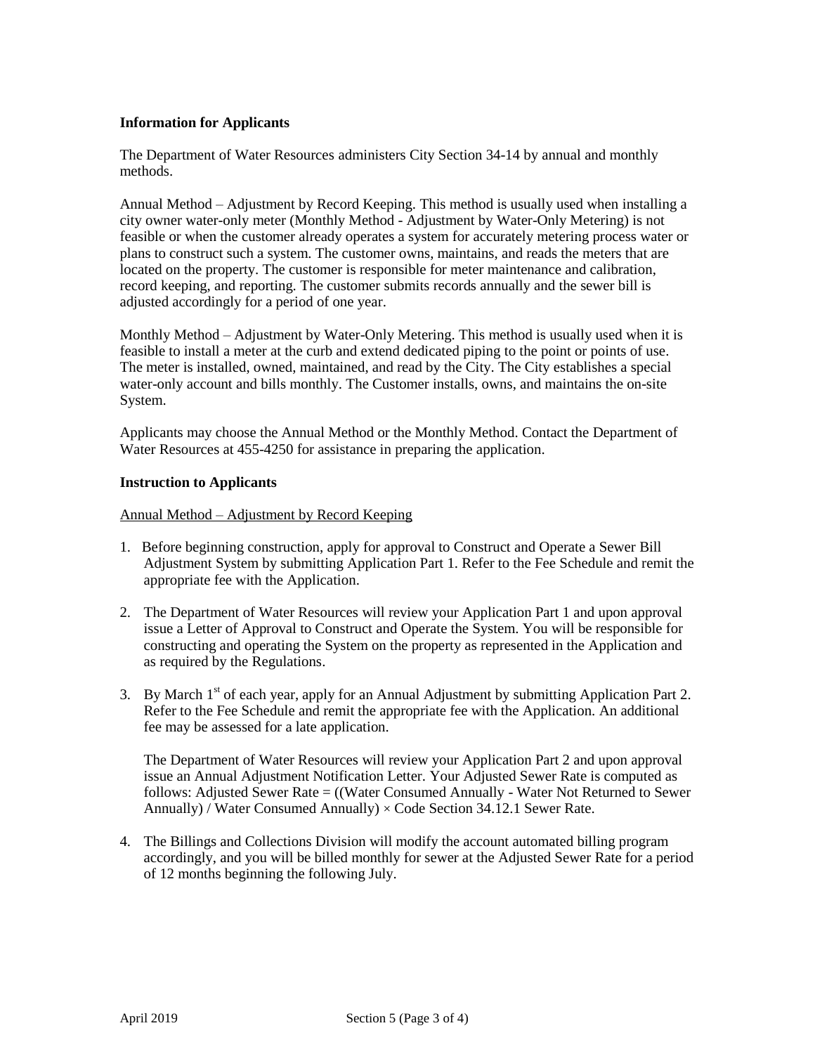**Information for Applicants**

The Department of Water Resources administers City Section 34-14 by annual and monthly methods.

Annual Method – Adjustment by Record Keeping. This method is usually used when installing a city owner water-only meter (Monthly Method - Adjustment by Water-Only Metering) is not feasible or when the customer already operates a system for accurately metering process water or plans to construct such a system. The customer owns, maintains, and reads the meters that are located on the property. The customer is responsible for meter maintenance and calibration, record keeping, and reporting. The customer submits records annually and the sewer bill is adjusted accordingly for a period of one year.

Monthly Method – Adjustment by Water-Only Metering. This method is usually used when it is feasible to install a meter at the curb and extend dedicated piping to the point or points of use. The meter is installed, owned, maintained, and read by the City. The City establishes a special water-only account and bills monthly. The Customer installs, owns, and maintains the on-site System.

Applicants may choose the Annual Method or the Monthly Method. Contact the Department of Water Resources at 455-4250 for assistance in preparing the application.

**Instruction to Applicants**

Annual Method – Adjustment by Record Keeping

1. Before beginning construction, apply for approval to Construct and Operate a Sewer Bill Adjustment System by submitting Application Part 1. Refer to the Fee Schedule and remit the appropriate fee with the Application.

2. The Department of Water Resources will review your Application Part 1 and upon approval issue a Letter of Approval to Construct and Operate the System. You will be responsible for constructing and operating the System on the property as represented in the Application and as required by the Regulations.

3. By March 1st of each year, apply for an Annual Adjustment by submitting Application Part 2. Refer to the Fee Schedule and remit the appropriate fee with the Application. An additional fee may be assessed for a late application.

   The Department of Water Resources will review your Application Part 2 and upon approval issue an Annual Adjustment Notification Letter. Your Adjusted Sewer Rate is computed as follows: Adjusted Sewer Rate = ((Water Consumed Annually - Water Not Returned to Sewer Annually) / Water Consumed Annually) × Code Section 34.12.1 Sewer Rate.

4. The Billings and Collections Division will modify the account automated billing program accordingly, and you will be billed monthly for sewer at the Adjusted Sewer Rate for a period of 12 months beginning the following July.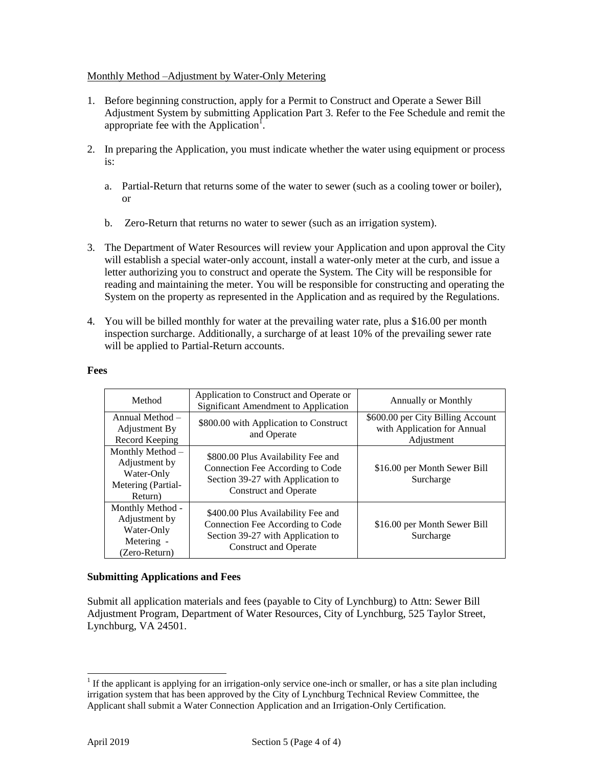Monthly Method –Adjustment by Water-Only Metering

1. Before beginning construction, apply for a Permit to Construct and Operate a Sewer Bill Adjustment System by submitting Application Part 3. Refer to the Fee Schedule and remit the appropriate fee with the Application[1].

2. In preparing the Application, you must indicate whether the water using equipment or process is:

   a. Partial-Return that returns some of the water to sewer (such as a cooling tower or boiler), or

   b. Zero-Return that returns no water to sewer (such as an irrigation system).

3. The Department of Water Resources will review your Application and upon approval the City will establish a special water-only account, install a water-only meter at the curb, and issue a letter authorizing you to construct and operate the System. The City will be responsible for reading and maintaining the meter. You will be responsible for constructing and operating the System on the property as represented in the Application and as required by the Regulations.

4. You will be billed monthly for water at the prevailing water rate, plus a $16.00 per month inspection surcharge. Additionally, a surcharge of at least 10% of the prevailing sewer rate will be applied to Partial-Return accounts.

**Fees**

| Method | Application to Construct and Operate or Significant Amendment to Application | Annually or Monthly |
|---|---|---|
| Annual Method – Adjustment By Record Keeping | $800.00 with Application to Construct and Operate | $600.00 per City Billing Account with Application for Annual Adjustment |
| Monthly Method – Adjustment by Water-Only Metering (Partial-Return) | $800.00 Plus Availability Fee and Connection Fee According to Code Section 39-27 with Application to Construct and Operate | $16.00 per Month Sewer Bill Surcharge |
| Monthly Method - Adjustment by Water-Only Metering - (Zero-Return) | $400.00 Plus Availability Fee and Connection Fee According to Code Section 39-27 with Application to Construct and Operate | $16.00 per Month Sewer Bill Surcharge |

**Submitting Applications and Fees**

Submit all application materials and fees (payable to City of Lynchburg) to Attn: Sewer Bill Adjustment Program, Department of Water Resources, City of Lynchburg, 525 Taylor Street, Lynchburg, VA 24501.

[1] If the applicant is applying for an irrigation-only service one-inch or smaller, or has a site plan including irrigation system that has been approved by the City of Lynchburg Technical Review Committee, the Applicant shall submit a Water Connection Application and an Irrigation-Only Certification.